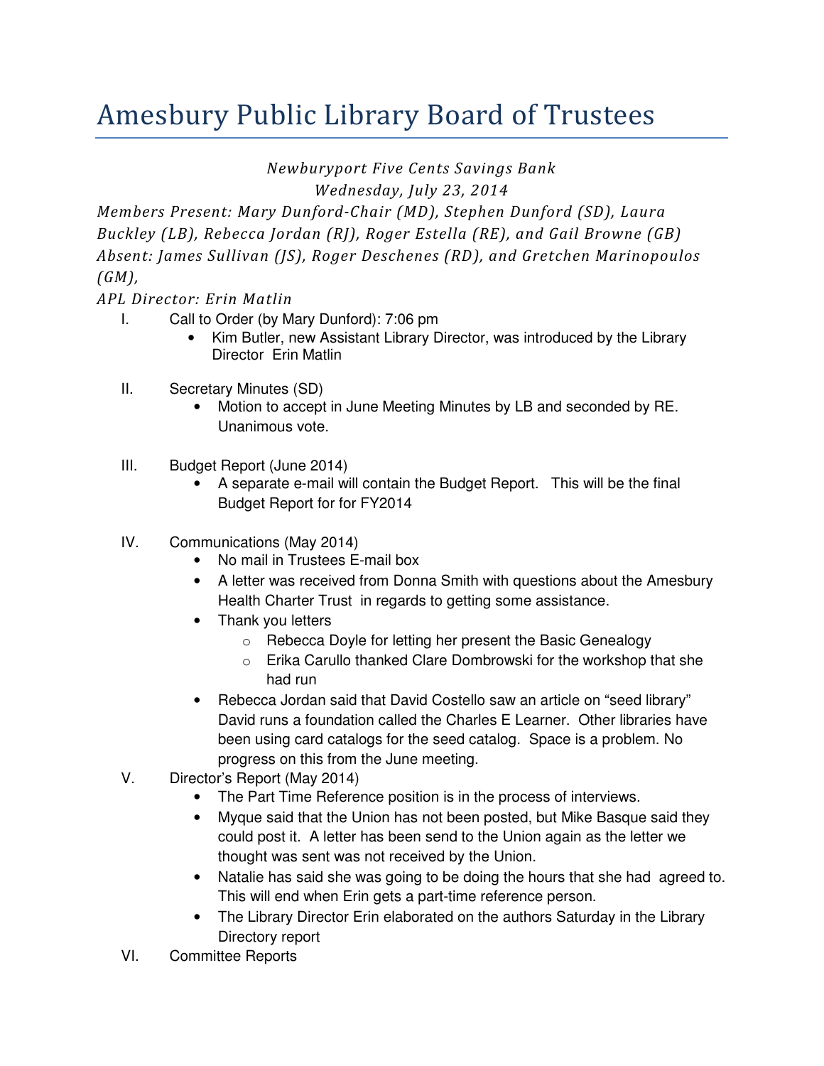# Amesbury Public Library Board of Trustees

*Newburyport Five Cents Savings Bank*
*Wednesday, July 23, 2014*

*Members Present: Mary Dunford-Chair (MD), Stephen Dunford (SD), Laura Buckley (LB), Rebecca Jordan (RJ), Roger Estella (RE), and Gail Browne (GB)*
*Absent: James Sullivan (JS), Roger Deschenes (RD), and Gretchen Marinopoulos (GM),*
*APL Director: Erin Matlin*

I. Call to Order (by Mary Dunford): 7:06 pm
   - Kim Butler, new Assistant Library Director, was introduced by the Library Director Erin Matlin

II. Secretary Minutes (SD)
   - Motion to accept in June Meeting Minutes by LB and seconded by RE. Unanimous vote.

III. Budget Report (June 2014)
   - A separate e-mail will contain the Budget Report. This will be the final Budget Report for for FY2014

IV. Communications (May 2014)
   - No mail in Trustees E-mail box
   - A letter was received from Donna Smith with questions about the Amesbury Health Charter Trust in regards to getting some assistance.
   - Thank you letters
     - Rebecca Doyle for letting her present the Basic Genealogy
     - Erika Carullo thanked Clare Dombrowski for the workshop that she had run
   - Rebecca Jordan said that David Costello saw an article on "seed library" David runs a foundation called the Charles E Learner. Other libraries have been using card catalogs for the seed catalog. Space is a problem. No progress on this from the June meeting.

V. Director's Report (May 2014)
   - The Part Time Reference position is in the process of interviews.
   - Myque said that the Union has not been posted, but Mike Basque said they could post it. A letter has been send to the Union again as the letter we thought was sent was not received by the Union.
   - Natalie has said she was going to be doing the hours that she had agreed to. This will end when Erin gets a part-time reference person.
   - The Library Director Erin elaborated on the authors Saturday in the Library Directory report

VI. Committee Reports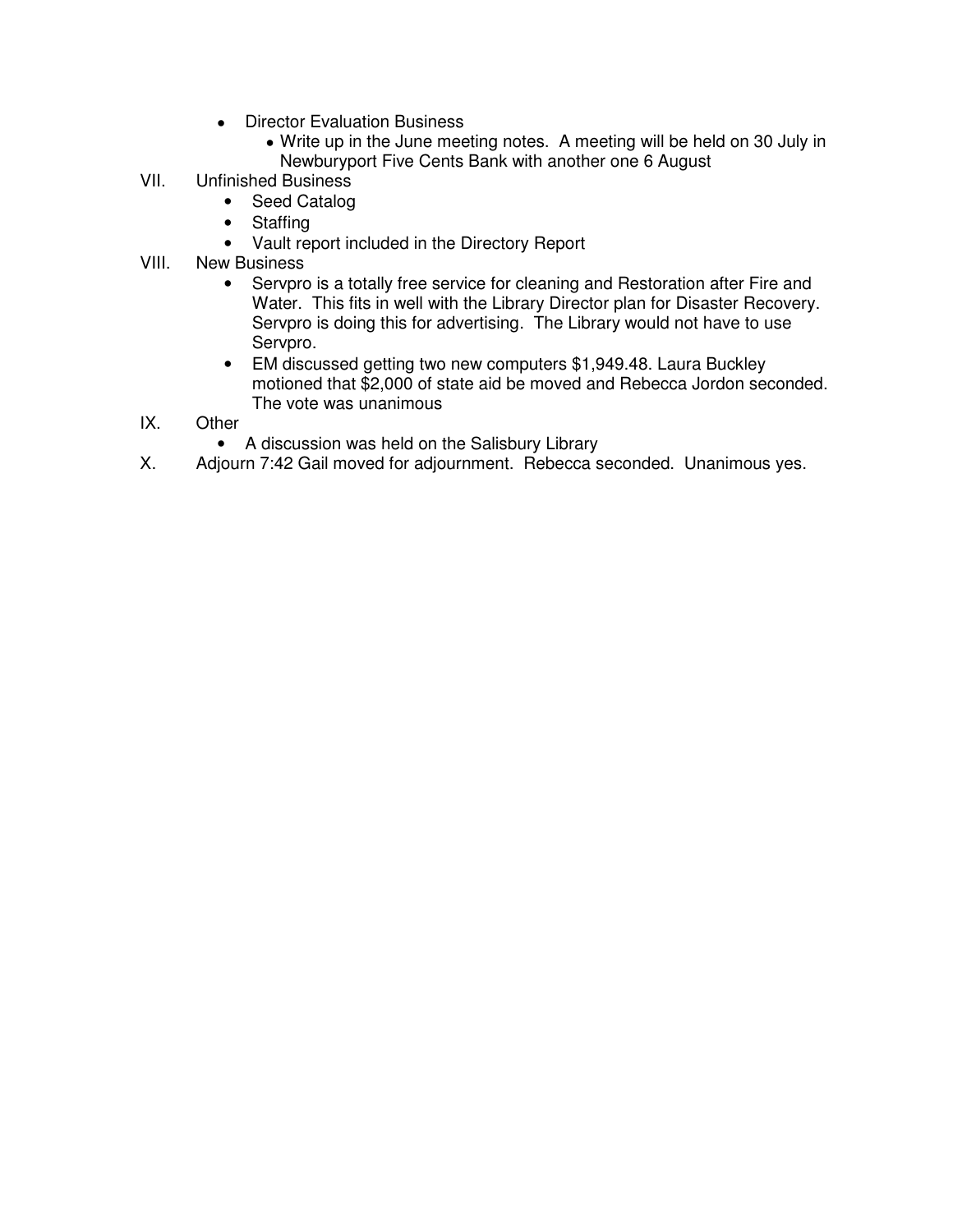- Director Evaluation Business
  - Write up in the June meeting notes. A meeting will be held on 30 July in Newburyport Five Cents Bank with another one 6 August

VII. Unfinished Business
- Seed Catalog
- Staffing
- Vault report included in the Directory Report

VIII. New Business
- Servpro is a totally free service for cleaning and Restoration after Fire and Water. This fits in well with the Library Director plan for Disaster Recovery. Servpro is doing this for advertising. The Library would not have to use Servpro.
- EM discussed getting two new computers $1,949.48. Laura Buckley motioned that $2,000 of state aid be moved and Rebecca Jordon seconded. The vote was unanimous

IX. Other
- A discussion was held on the Salisbury Library

X. Adjourn 7:42 Gail moved for adjournment. Rebecca seconded. Unanimous yes.